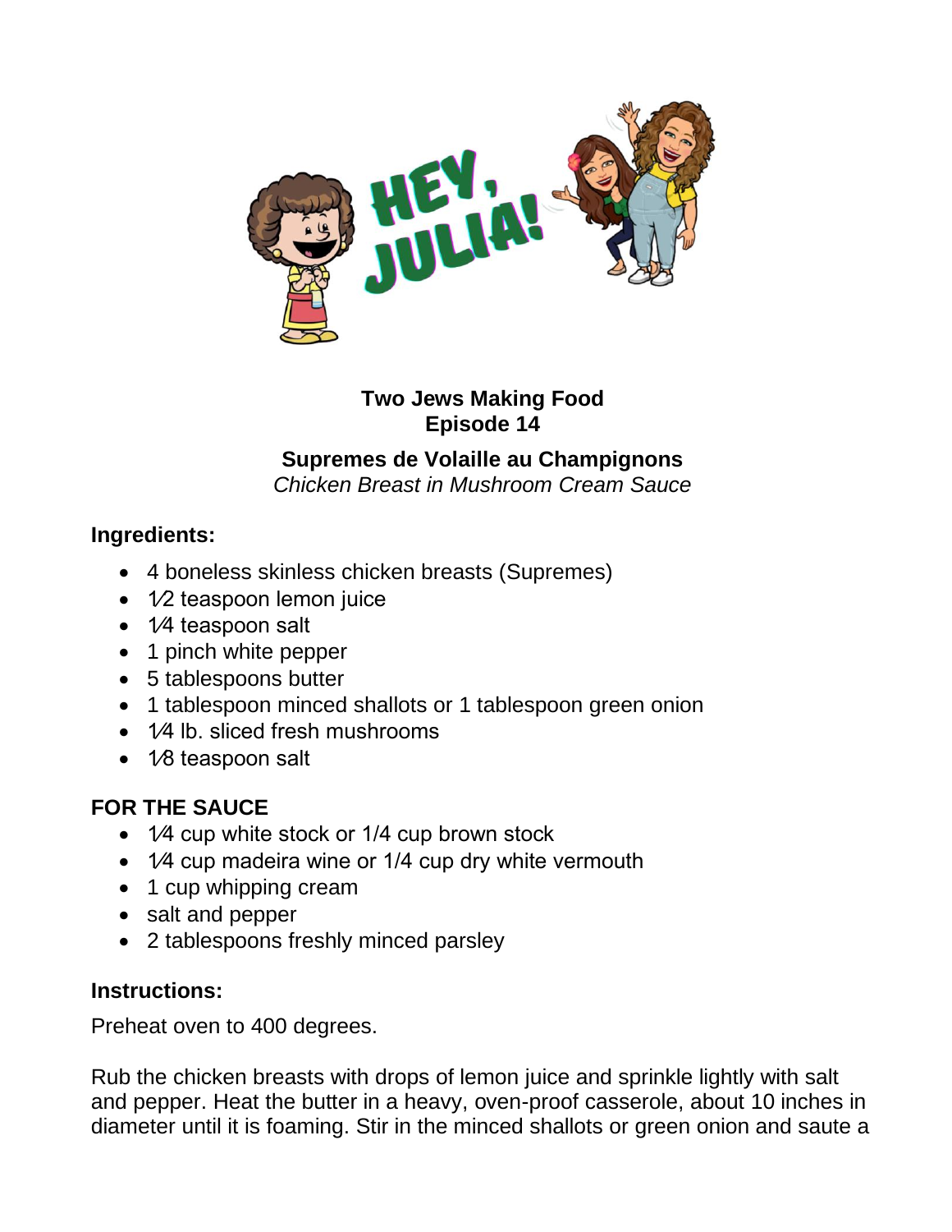**Two Jews Making Food**
**Episode 14**

# Supremes de Volaille au Champignons

*Chicken Breast in Mushroom Cream Sauce*

## Ingredients:

- 4 boneless skinless chicken breasts (Supremes)
- 1⁄2 teaspoon lemon juice
- 1⁄4 teaspoon salt
- 1 pinch white pepper
- 5 tablespoons butter
- 1 tablespoon minced shallots or 1 tablespoon green onion
- 1⁄4 lb. sliced fresh mushrooms
- 1⁄8 teaspoon salt

## FOR THE SAUCE

- 1⁄4 cup white stock or 1/4 cup brown stock
- 1⁄4 cup madeira wine or 1/4 cup dry white vermouth
- 1 cup whipping cream
- salt and pepper
- 2 tablespoons freshly minced parsley

## Instructions:

Preheat oven to 400 degrees.

Rub the chicken breasts with drops of lemon juice and sprinkle lightly with salt and pepper. Heat the butter in a heavy, oven-proof casserole, about 10 inches in diameter until it is foaming. Stir in the minced shallots or green onion and saute a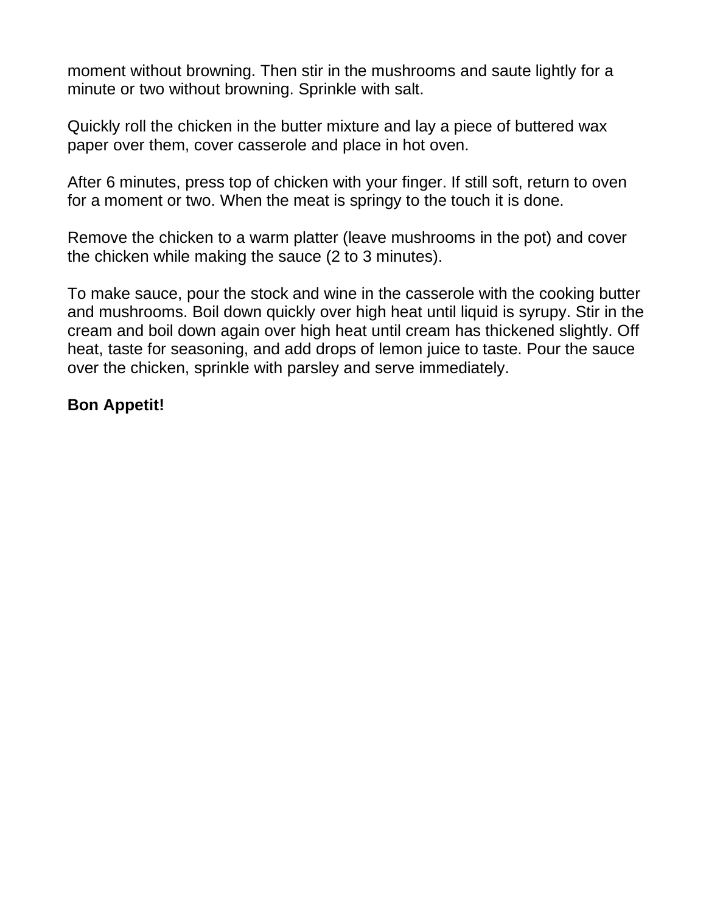moment without browning. Then stir in the mushrooms and saute lightly for a minute or two without browning. Sprinkle with salt.

Quickly roll the chicken in the butter mixture and lay a piece of buttered wax paper over them, cover casserole and place in hot oven.

After 6 minutes, press top of chicken with your finger. If still soft, return to oven for a moment or two. When the meat is springy to the touch it is done.

Remove the chicken to a warm platter (leave mushrooms in the pot) and cover the chicken while making the sauce (2 to 3 minutes).

To make sauce, pour the stock and wine in the casserole with the cooking butter and mushrooms. Boil down quickly over high heat until liquid is syrupy. Stir in the cream and boil down again over high heat until cream has thickened slightly. Off heat, taste for seasoning, and add drops of lemon juice to taste. Pour the sauce over the chicken, sprinkle with parsley and serve immediately.

**Bon Appetit!**